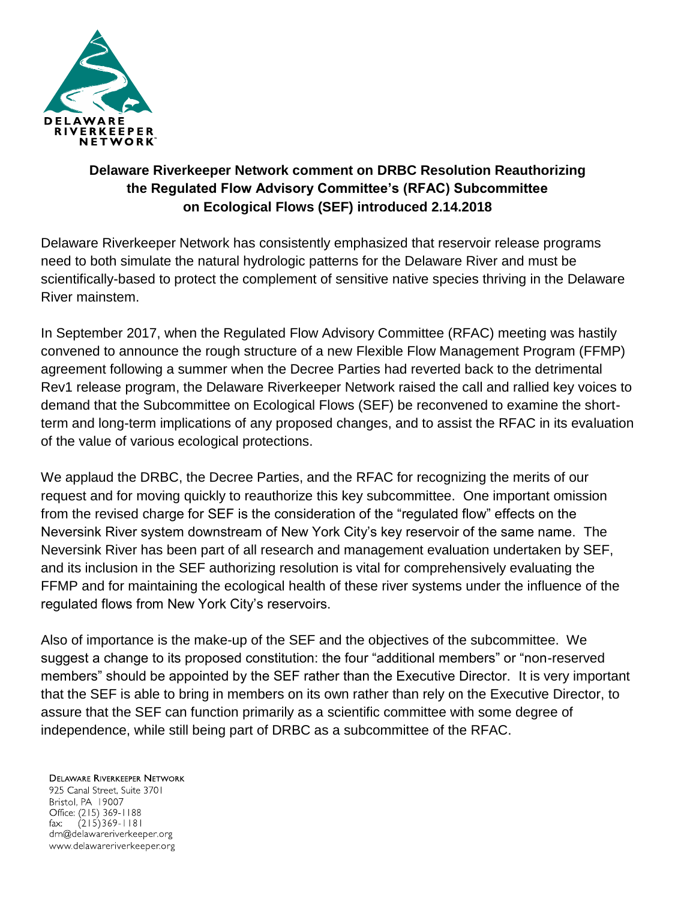**Delaware Riverkeeper Network comment on DRBC Resolution Reauthorizing the Regulated Flow Advisory Committee's (RFAC) Subcommittee on Ecological Flows (SEF) introduced 2.14.2018**

Delaware Riverkeeper Network has consistently emphasized that reservoir release programs need to both simulate the natural hydrologic patterns for the Delaware River and must be scientifically-based to protect the complement of sensitive native species thriving in the Delaware River mainstem.

In September 2017, when the Regulated Flow Advisory Committee (RFAC) meeting was hastily convened to announce the rough structure of a new Flexible Flow Management Program (FFMP) agreement following a summer when the Decree Parties had reverted back to the detrimental Rev1 release program, the Delaware Riverkeeper Network raised the call and rallied key voices to demand that the Subcommittee on Ecological Flows (SEF) be reconvened to examine the short-term and long-term implications of any proposed changes, and to assist the RFAC in its evaluation of the value of various ecological protections.

We applaud the DRBC, the Decree Parties, and the RFAC for recognizing the merits of our request and for moving quickly to reauthorize this key subcommittee. One important omission from the revised charge for SEF is the consideration of the "regulated flow" effects on the Neversink River system downstream of New York City's key reservoir of the same name. The Neversink River has been part of all research and management evaluation undertaken by SEF, and its inclusion in the SEF authorizing resolution is vital for comprehensively evaluating the FFMP and for maintaining the ecological health of these river systems under the influence of the regulated flows from New York City's reservoirs.

Also of importance is the make-up of the SEF and the objectives of the subcommittee. We suggest a change to its proposed constitution: the four "additional members" or "non-reserved members" should be appointed by the SEF rather than the Executive Director. It is very important that the SEF is able to bring in members on its own rather than rely on the Executive Director, to assure that the SEF can function primarily as a scientific committee with some degree of independence, while still being part of DRBC as a subcommittee of the RFAC.

DELAWARE RIVERKEEPER NETWORK
925 Canal Street, Suite 3701
Bristol, PA 19007
Office: (215) 369-1188
fax: (215)369-1181
drn@delawareriverkeeper.org
www.delawareriverkeeper.org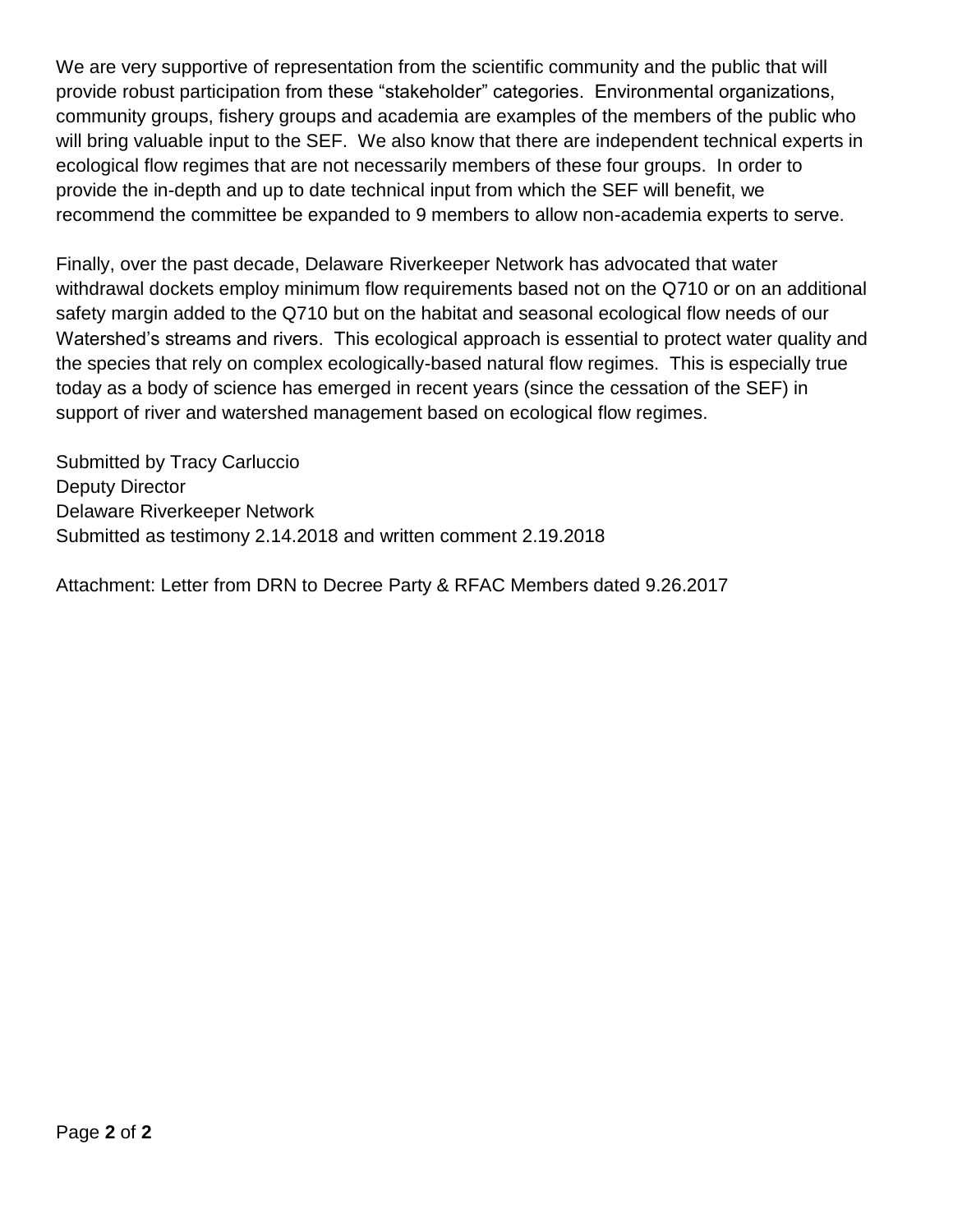We are very supportive of representation from the scientific community and the public that will provide robust participation from these "stakeholder" categories. Environmental organizations, community groups, fishery groups and academia are examples of the members of the public who will bring valuable input to the SEF. We also know that there are independent technical experts in ecological flow regimes that are not necessarily members of these four groups. In order to provide the in-depth and up to date technical input from which the SEF will benefit, we recommend the committee be expanded to 9 members to allow non-academia experts to serve.

Finally, over the past decade, Delaware Riverkeeper Network has advocated that water withdrawal dockets employ minimum flow requirements based not on the Q710 or on an additional safety margin added to the Q710 but on the habitat and seasonal ecological flow needs of our Watershed's streams and rivers. This ecological approach is essential to protect water quality and the species that rely on complex ecologically-based natural flow regimes. This is especially true today as a body of science has emerged in recent years (since the cessation of the SEF) in support of river and watershed management based on ecological flow regimes.

Submitted by Tracy Carluccio
Deputy Director
Delaware Riverkeeper Network
Submitted as testimony 2.14.2018 and written comment 2.19.2018

Attachment: Letter from DRN to Decree Party & RFAC Members dated 9.26.2017